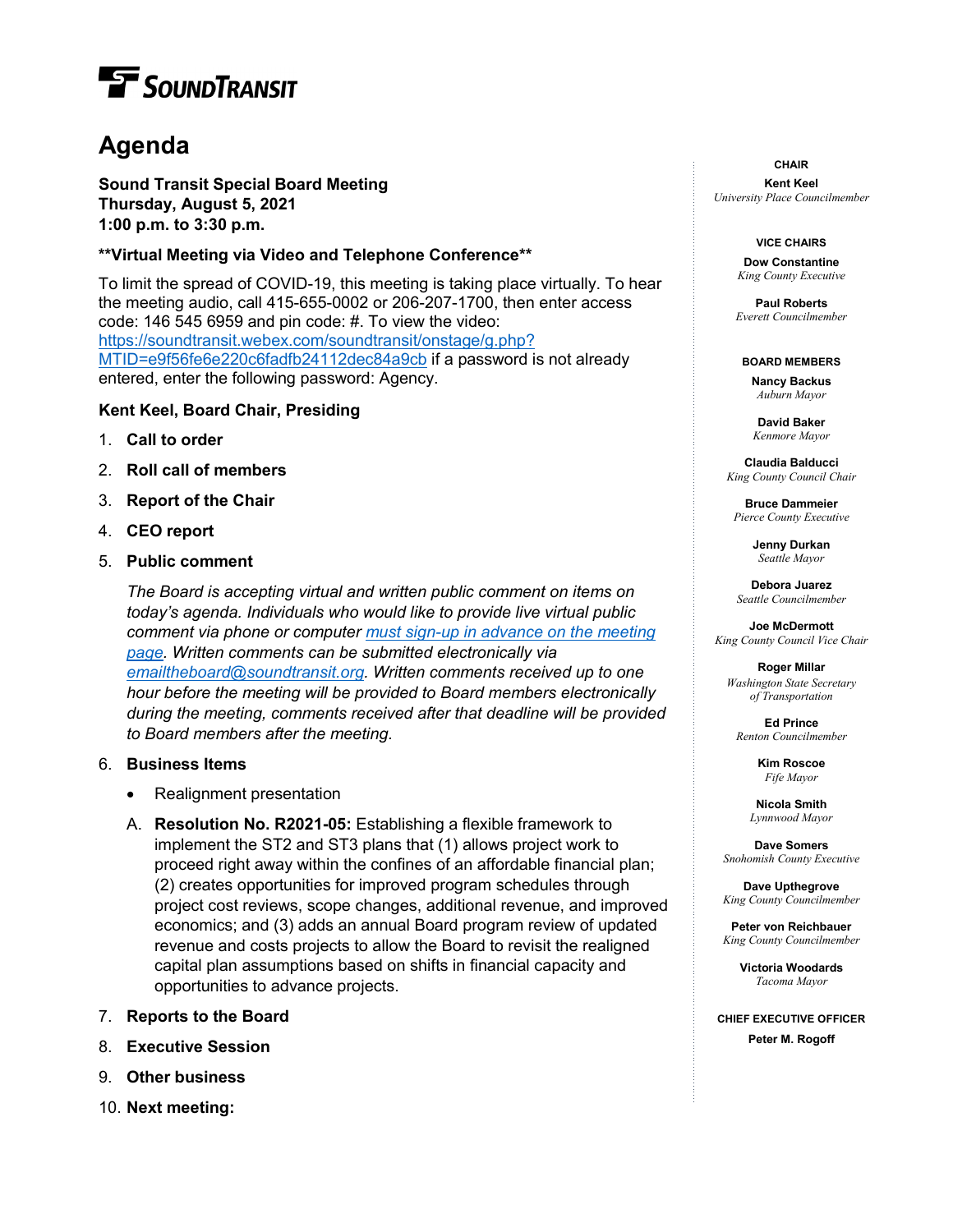# Agenda

**Sound Transit Special Board Meeting**
**Thursday, August 5, 2021**
**1:00 p.m. to 3:30 p.m.**

**\*\*Virtual Meeting via Video and Telephone Conference\*\***

To limit the spread of COVID-19, this meeting is taking place virtually. To hear the meeting audio, call 415-655-0002 or 206-207-1700, then enter access code: 146 545 6959 and pin code: #. To view the video: [https://soundtransit.webex.com/soundtransit/onstage/g.php?MTID=e9f56fe6e220c6fadfb24112dec84a9cb](https://soundtransit.webex.com/soundtransit/onstage/g.php?MTID=e9f56fe6e220c6fadfb24112dec84a9cb) if a password is not already entered, enter the following password: Agency.

**Kent Keel, Board Chair, Presiding**

1. **Call to order**
2. **Roll call of members**
3. **Report of the Chair**
4. **CEO report**
5. **Public comment**

   *The Board is accepting virtual and written public comment on items on today's agenda. Individuals who would like to provide live virtual public comment via phone or computer must sign-up in advance on the meeting page. Written comments can be submitted electronically via emailtheboard@soundtransit.org. Written comments received up to one hour before the meeting will be provided to Board members electronically during the meeting, comments received after that deadline will be provided to Board members after the meeting.*

6. **Business Items**
   - Realignment presentation

   A. **Resolution No. R2021-05:** Establishing a flexible framework to implement the ST2 and ST3 plans that (1) allows project work to proceed right away within the confines of an affordable financial plan; (2) creates opportunities for improved program schedules through project cost reviews, scope changes, additional revenue, and improved economics; and (3) adds an annual Board program review of updated revenue and costs projects to allow the Board to revisit the realigned capital plan assumptions based on shifts in financial capacity and opportunities to advance projects.

7. **Reports to the Board**
8. **Executive Session**
9. **Other business**
10. **Next meeting:**

---

**CHAIR**

**Kent Keel**
*University Place Councilmember*

**VICE CHAIRS**

**Dow Constantine**
*King County Executive*

**Paul Roberts**
*Everett Councilmember*

**BOARD MEMBERS**

**Nancy Backus**
*Auburn Mayor*

**David Baker**
*Kenmore Mayor*

**Claudia Balducci**
*King County Council Chair*

**Bruce Dammeier**
*Pierce County Executive*

**Jenny Durkan**
*Seattle Mayor*

**Debora Juarez**
*Seattle Councilmember*

**Joe McDermott**
*King County Council Vice Chair*

**Roger Millar**
*Washington State Secretary of Transportation*

**Ed Prince**
*Renton Councilmember*

**Kim Roscoe**
*Fife Mayor*

**Nicola Smith**
*Lynnwood Mayor*

**Dave Somers**
*Snohomish County Executive*

**Dave Upthegrove**
*King County Councilmember*

**Peter von Reichbauer**
*King County Councilmember*

**Victoria Woodards**
*Tacoma Mayor*

**CHIEF EXECUTIVE OFFICER**

**Peter M. Rogoff**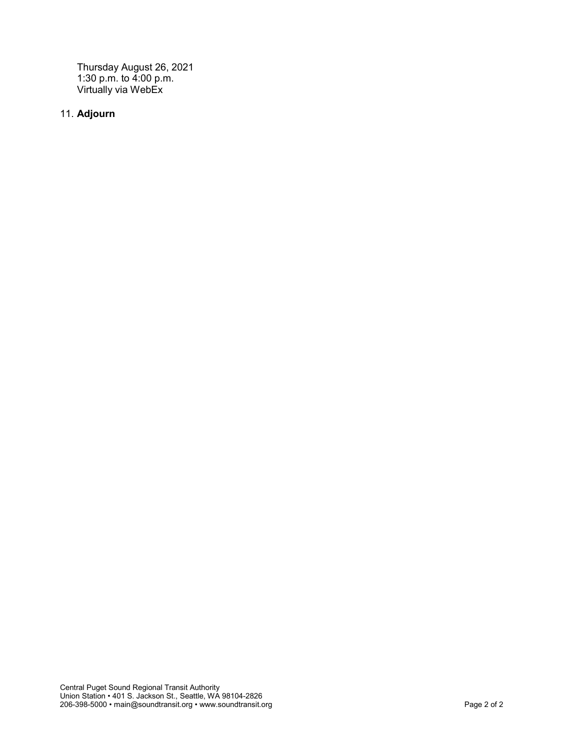Thursday August 26, 2021
1:30 p.m. to 4:00 p.m.
Virtually via WebEx

11. **Adjourn**

Central Puget Sound Regional Transit Authority
Union Station • 401 S. Jackson St., Seattle, WA 98104-2826
206-398-5000 • main@soundtransit.org • www.soundtransit.org